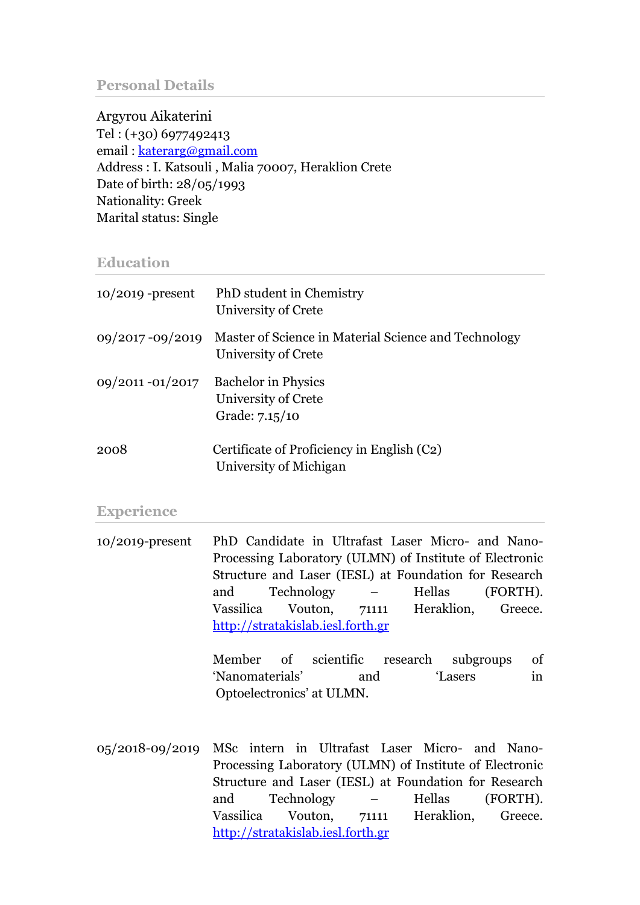## Personal Details

Argyrou Aikaterini
Tel : (+30) 6977492413
email : katerarg@gmail.com
Address : I. Katsouli , Malia 70007, Heraklion Crete
Date of birth: 28/05/1993
Nationality: Greek
Marital status: Single

## Education

| | |
|---|---|
| 10/2019 -present | PhD student in Chemistry<br>University of Crete |
| 09/2017 -09/2019 | Master of Science in Material Science and Technology<br>University of Crete |
| 09/2011 -01/2017 | Bachelor in Physics<br>University of Crete<br>Grade: 7.15/10 |
| 2008 | Certificate of Proficiency in English (C2)<br>University of Michigan |

## Experience

| | |
|---|---|
| 10/2019-present | PhD Candidate in Ultrafast Laser Micro- and Nano-Processing Laboratory (ULMN) of Institute of Electronic Structure and Laser (IESL) at Foundation for Research and Technology – Hellas (FORTH). Vassilica Vouton, 71111 Heraklion, Greece. http://stratakislab.iesl.forth.gr<br><br>Member of scientific research subgroups of 'Nanomaterials' and 'Lasers in Optoelectronics' at ULMN. |
| 05/2018-09/2019 | MSc intern in Ultrafast Laser Micro- and Nano-Processing Laboratory (ULMN) of Institute of Electronic Structure and Laser (IESL) at Foundation for Research and Technology – Hellas (FORTH). Vassilica Vouton, 71111 Heraklion, Greece. http://stratakislab.iesl.forth.gr |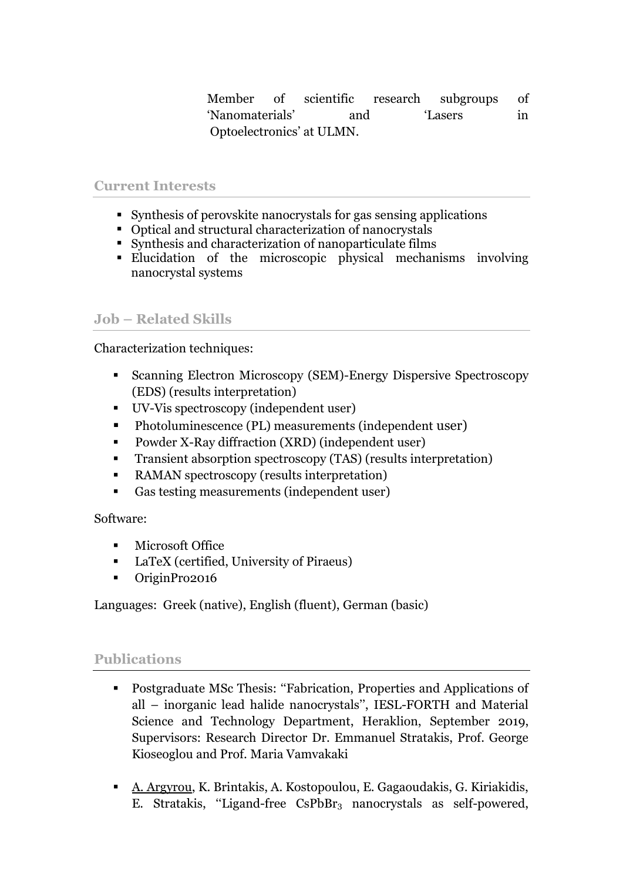Member of scientific research subgroups of 'Nanomaterials' and 'Lasers in Optoelectronics' at ULMN.

## Current Interests

- Synthesis of perovskite nanocrystals for gas sensing applications
- Optical and structural characterization of nanocrystals
- Synthesis and characterization of nanoparticulate films
- Elucidation of the microscopic physical mechanisms involving nanocrystal systems

## Job – Related Skills

Characterization techniques:

- Scanning Electron Microscopy (SEM)-Energy Dispersive Spectroscopy (EDS) (results interpretation)
- UV-Vis spectroscopy (independent user)
- Photoluminescence (PL) measurements (independent user)
- Powder X-Ray diffraction (XRD) (independent user)
- Transient absorption spectroscopy (TAS) (results interpretation)
- RAMAN spectroscopy (results interpretation)
- Gas testing measurements (independent user)

Software:

- Microsoft Office
- LaTeX (certified, University of Piraeus)
- OriginPro2016

Languages: Greek (native), English (fluent), German (basic)

## Publications

- Postgraduate MSc Thesis: "Fabrication, Properties and Applications of all – inorganic lead halide nanocrystals", IESL-FORTH and Material Science and Technology Department, Heraklion, September 2019, Supervisors: Research Director Dr. Emmanuel Stratakis, Prof. George Kioseoglou and Prof. Maria Vamvakaki

- A. Argyrou, K. Brintakis, A. Kostopoulou, E. Gagaoudakis, G. Kiriakidis, E. Stratakis, "Ligand-free $CsPbBr_3$ nanocrystals as self-powered,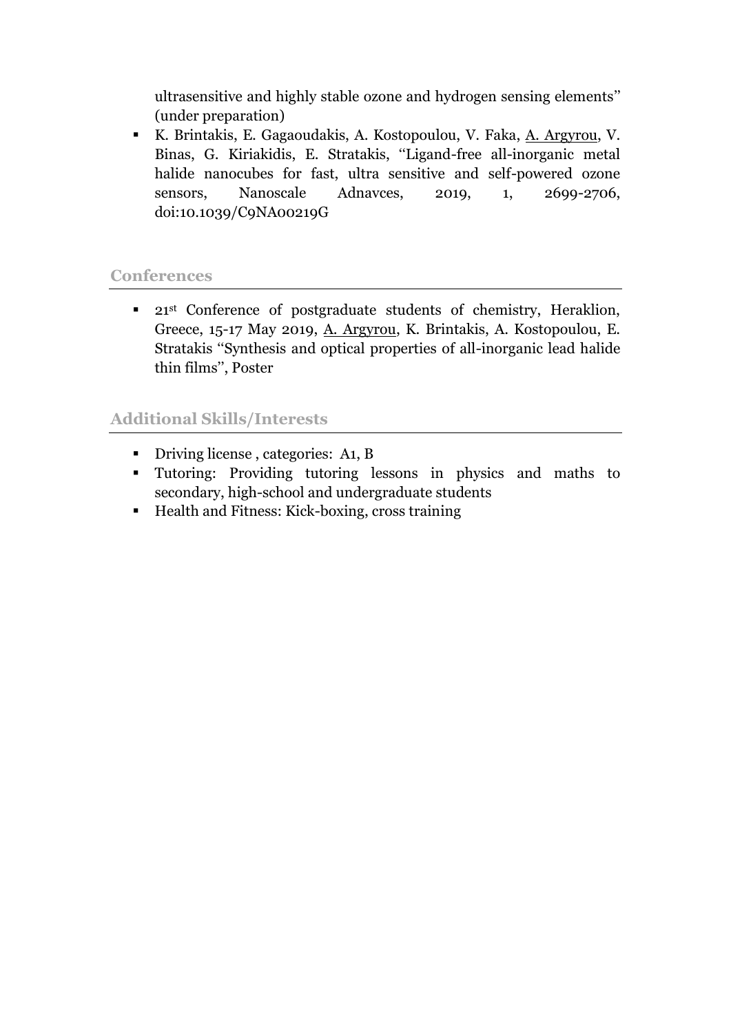ultrasensitive and highly stable ozone and hydrogen sensing elements'' (under preparation)

- K. Brintakis, E. Gagaoudakis, A. Kostopoulou, V. Faka, A. Argyrou, V. Binas, G. Kiriakidis, E. Stratakis, ''Ligand-free all-inorganic metal halide nanocubes for fast, ultra sensitive and self-powered ozone sensors, Nanoscale Adnavces, 2019, 1, 2699-2706, doi:10.1039/C9NA00219G

## Conferences

- 21st Conference of postgraduate students of chemistry, Heraklion, Greece, 15-17 May 2019, A. Argyrou, K. Brintakis, A. Kostopoulou, E. Stratakis ''Synthesis and optical properties of all-inorganic lead halide thin films'', Poster

## Additional Skills/Interests

- Driving license , categories: A1, B
- Tutoring: Providing tutoring lessons in physics and maths to secondary, high-school and undergraduate students
- Health and Fitness: Kick-boxing, cross training